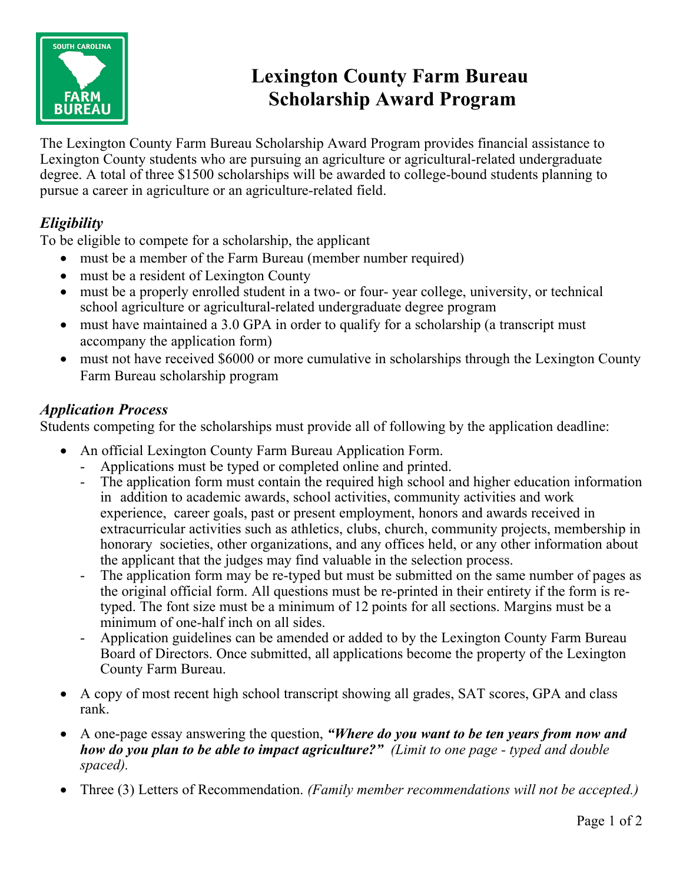# Lexington County Farm Bureau Scholarship Award Program

The Lexington County Farm Bureau Scholarship Award Program provides financial assistance to Lexington County students who are pursuing an agriculture or agricultural-related undergraduate degree. A total of three $1500 scholarships will be awarded to college-bound students planning to pursue a career in agriculture or an agriculture-related field.

## *Eligibility*

To be eligible to compete for a scholarship, the applicant

- must be a member of the Farm Bureau (member number required)
- must be a resident of Lexington County
- must be a properly enrolled student in a two- or four- year college, university, or technical school agriculture or agricultural-related undergraduate degree program
- must have maintained a 3.0 GPA in order to qualify for a scholarship (a transcript must accompany the application form)
- must not have received $6000 or more cumulative in scholarships through the Lexington County Farm Bureau scholarship program

## *Application Process*

Students competing for the scholarships must provide all of following by the application deadline:

- An official Lexington County Farm Bureau Application Form.
  - Applications must be typed or completed online and printed.
  - The application form must contain the required high school and higher education information in addition to academic awards, school activities, community activities and work experience, career goals, past or present employment, honors and awards received in extracurricular activities such as athletics, clubs, church, community projects, membership in honorary societies, other organizations, and any offices held, or any other information about the applicant that the judges may find valuable in the selection process.
  - The application form may be re-typed but must be submitted on the same number of pages as the original official form. All questions must be re-printed in their entirety if the form is re-typed. The font size must be a minimum of 12 points for all sections. Margins must be a minimum of one-half inch on all sides.
  - Application guidelines can be amended or added to by the Lexington County Farm Bureau Board of Directors. Once submitted, all applications become the property of the Lexington County Farm Bureau.
- A copy of most recent high school transcript showing all grades, SAT scores, GPA and class rank.
- A one-page essay answering the question, ***"Where do you want to be ten years from now and how do you plan to be able to impact agriculture?"*** *(Limit to one page - typed and double spaced).*
- Three (3) Letters of Recommendation. *(Family member recommendations will not be accepted.)*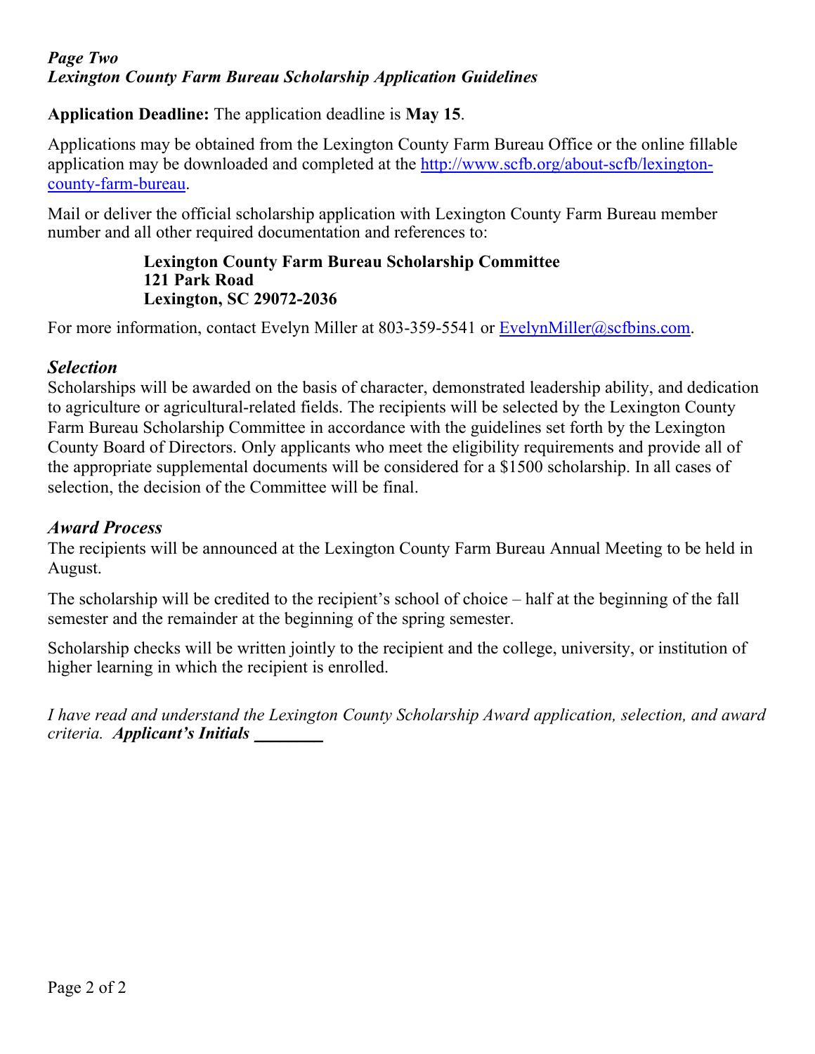*Page Two*
***Lexington County Farm Bureau Scholarship Application Guidelines***

**Application Deadline:** The application deadline is **May 15**.

Applications may be obtained from the Lexington County Farm Bureau Office or the online fillable application may be downloaded and completed at the http://www.scfb.org/about-scfb/lexington-county-farm-bureau.

Mail or deliver the official scholarship application with Lexington County Farm Bureau member number and all other required documentation and references to:

> **Lexington County Farm Bureau Scholarship Committee**
> **121 Park Road**
> **Lexington, SC 29072-2036**

For more information, contact Evelyn Miller at 803-359-5541 or EvelynMiller@scfbins.com.

## *Selection*

Scholarships will be awarded on the basis of character, demonstrated leadership ability, and dedication to agriculture or agricultural-related fields. The recipients will be selected by the Lexington County Farm Bureau Scholarship Committee in accordance with the guidelines set forth by the Lexington County Board of Directors. Only applicants who meet the eligibility requirements and provide all of the appropriate supplemental documents will be considered for a $1500 scholarship. In all cases of selection, the decision of the Committee will be final.

## *Award Process*

The recipients will be announced at the Lexington County Farm Bureau Annual Meeting to be held in August.

The scholarship will be credited to the recipient's school of choice – half at the beginning of the fall semester and the remainder at the beginning of the spring semester.

Scholarship checks will be written jointly to the recipient and the college, university, or institution of higher learning in which the recipient is enrolled.

*I have read and understand the Lexington County Scholarship Award application, selection, and award criteria.* ***Applicant's Initials*** ________